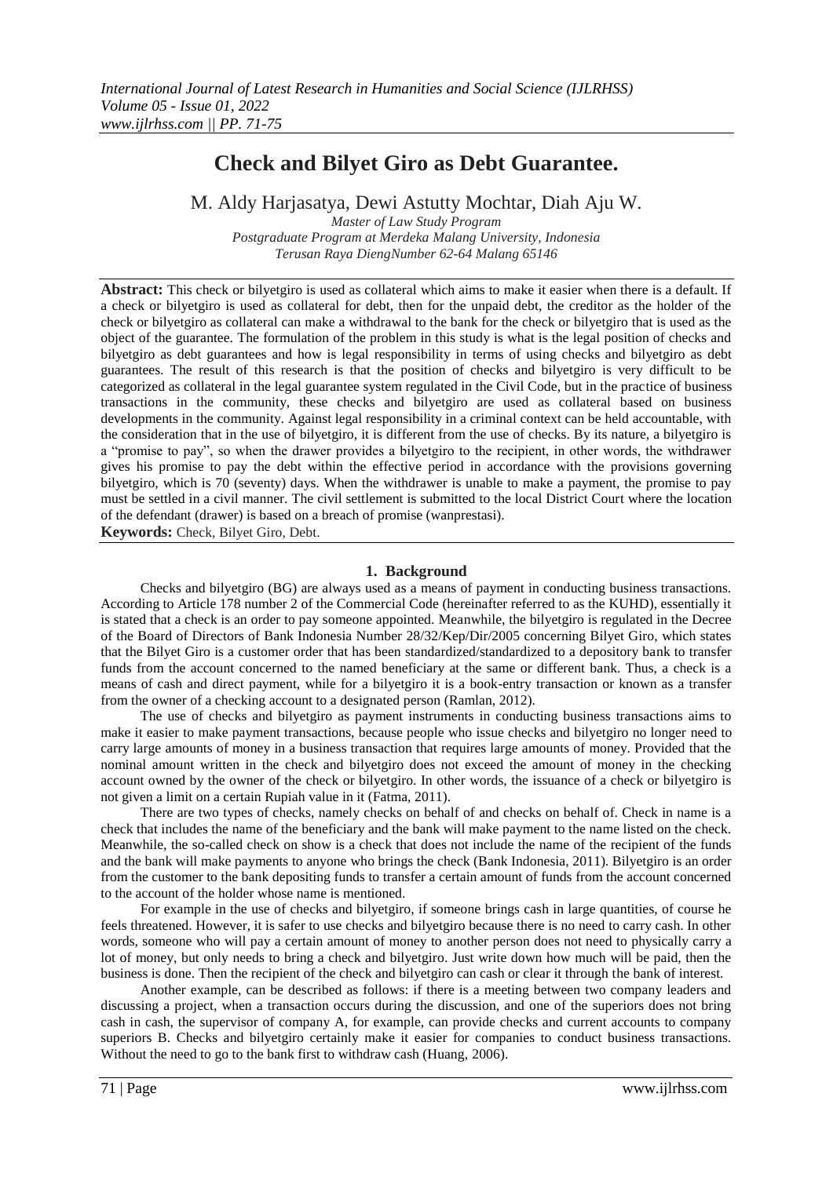# Check and Bilyet Giro as Debt Guarantee.

M. Aldy Harjasatya, Dewi Astutty Mochtar, Diah Aju W.

*Master of Law Study Program*
*Postgraduate Program at Merdeka Malang University, Indonesia*
*Terusan Raya DiengNumber 62-64 Malang 65146*

**Abstract:** This check or bilyetgiro is used as collateral which aims to make it easier when there is a default. If a check or bilyetgiro is used as collateral for debt, then for the unpaid debt, the creditor as the holder of the check or bilyetgiro as collateral can make a withdrawal to the bank for the check or bilyetgiro that is used as the object of the guarantee. The formulation of the problem in this study is what is the legal position of checks and bilyetgiro as debt guarantees and how is legal responsibility in terms of using checks and bilyetgiro as debt guarantees. The result of this research is that the position of checks and bilyetgiro is very difficult to be categorized as collateral in the legal guarantee system regulated in the Civil Code, but in the practice of business transactions in the community, these checks and bilyetgiro are used as collateral based on business developments in the community. Against legal responsibility in a criminal context can be held accountable, with the consideration that in the use of bilyetgiro, it is different from the use of checks. By its nature, a bilyetgiro is a "promise to pay", so when the drawer provides a bilyetgiro to the recipient, in other words, the withdrawer gives his promise to pay the debt within the effective period in accordance with the provisions governing bilyetgiro, which is 70 (seventy) days. When the withdrawer is unable to make a payment, the promise to pay must be settled in a civil manner. The civil settlement is submitted to the local District Court where the location of the defendant (drawer) is based on a breach of promise (wanprestasi).

**Keywords:** Check, Bilyet Giro, Debt.

## 1. Background

Checks and bilyetgiro (BG) are always used as a means of payment in conducting business transactions. According to Article 178 number 2 of the Commercial Code (hereinafter referred to as the KUHD), essentially it is stated that a check is an order to pay someone appointed. Meanwhile, the bilyetgiro is regulated in the Decree of the Board of Directors of Bank Indonesia Number 28/32/Kep/Dir/2005 concerning Bilyet Giro, which states that the Bilyet Giro is a customer order that has been standardized/standardized to a depository bank to transfer funds from the account concerned to the named beneficiary at the same or different bank. Thus, a check is a means of cash and direct payment, while for a bilyetgiro it is a book-entry transaction or known as a transfer from the owner of a checking account to a designated person (Ramlan, 2012).

The use of checks and bilyetgiro as payment instruments in conducting business transactions aims to make it easier to make payment transactions, because people who issue checks and bilyetgiro no longer need to carry large amounts of money in a business transaction that requires large amounts of money. Provided that the nominal amount written in the check and bilyetgiro does not exceed the amount of money in the checking account owned by the owner of the check or bilyetgiro. In other words, the issuance of a check or bilyetgiro is not given a limit on a certain Rupiah value in it (Fatma, 2011).

There are two types of checks, namely checks on behalf of and checks on behalf of. Check in name is a check that includes the name of the beneficiary and the bank will make payment to the name listed on the check. Meanwhile, the so-called check on show is a check that does not include the name of the recipient of the funds and the bank will make payments to anyone who brings the check (Bank Indonesia, 2011). Bilyetgiro is an order from the customer to the bank depositing funds to transfer a certain amount of funds from the account concerned to the account of the holder whose name is mentioned.

For example in the use of checks and bilyetgiro, if someone brings cash in large quantities, of course he feels threatened. However, it is safer to use checks and bilyetgiro because there is no need to carry cash. In other words, someone who will pay a certain amount of money to another person does not need to physically carry a lot of money, but only needs to bring a check and bilyetgiro. Just write down how much will be paid, then the business is done. Then the recipient of the check and bilyetgiro can cash or clear it through the bank of interest.

Another example, can be described as follows: if there is a meeting between two company leaders and discussing a project, when a transaction occurs during the discussion, and one of the superiors does not bring cash in cash, the supervisor of company A, for example, can provide checks and current accounts to company superiors B. Checks and bilyetgiro certainly make it easier for companies to conduct business transactions. Without the need to go to the bank first to withdraw cash (Huang, 2006).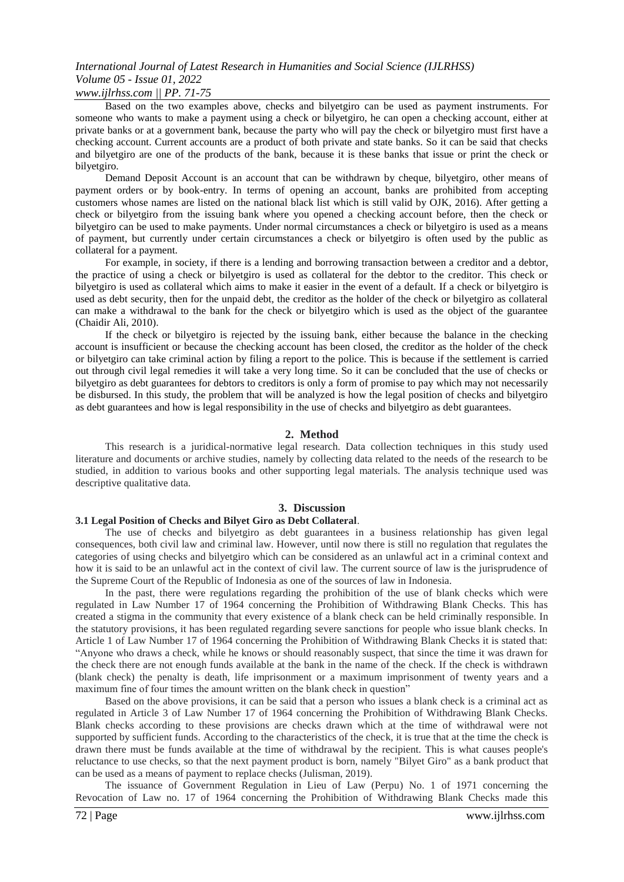Based on the two examples above, checks and bilyetgiro can be used as payment instruments. For someone who wants to make a payment using a check or bilyetgiro, he can open a checking account, either at private banks or at a government bank, because the party who will pay the check or bilyetgiro must first have a checking account. Current accounts are a product of both private and state banks. So it can be said that checks and bilyetgiro are one of the products of the bank, because it is these banks that issue or print the check or bilyetgiro.

Demand Deposit Account is an account that can be withdrawn by cheque, bilyetgiro, other means of payment orders or by book-entry. In terms of opening an account, banks are prohibited from accepting customers whose names are listed on the national black list which is still valid by OJK, 2016). After getting a check or bilyetgiro from the issuing bank where you opened a checking account before, then the check or bilyetgiro can be used to make payments. Under normal circumstances a check or bilyetgiro is used as a means of payment, but currently under certain circumstances a check or bilyetgiro is often used by the public as collateral for a payment.

For example, in society, if there is a lending and borrowing transaction between a creditor and a debtor, the practice of using a check or bilyetgiro is used as collateral for the debtor to the creditor. This check or bilyetgiro is used as collateral which aims to make it easier in the event of a default. If a check or bilyetgiro is used as debt security, then for the unpaid debt, the creditor as the holder of the check or bilyetgiro as collateral can make a withdrawal to the bank for the check or bilyetgiro which is used as the object of the guarantee (Chaidir Ali, 2010).

If the check or bilyetgiro is rejected by the issuing bank, either because the balance in the checking account is insufficient or because the checking account has been closed, the creditor as the holder of the check or bilyetgiro can take criminal action by filing a report to the police. This is because if the settlement is carried out through civil legal remedies it will take a very long time. So it can be concluded that the use of checks or bilyetgiro as debt guarantees for debtors to creditors is only a form of promise to pay which may not necessarily be disbursed. In this study, the problem that will be analyzed is how the legal position of checks and bilyetgiro as debt guarantees and how is legal responsibility in the use of checks and bilyetgiro as debt guarantees.

## 2. Method

This research is a juridical-normative legal research. Data collection techniques in this study used literature and documents or archive studies, namely by collecting data related to the needs of the research to be studied, in addition to various books and other supporting legal materials. The analysis technique used was descriptive qualitative data.

## 3. Discussion

### 3.1 Legal Position of Checks and Bilyet Giro as Debt Collateral.

The use of checks and bilyetgiro as debt guarantees in a business relationship has given legal consequences, both civil law and criminal law. However, until now there is still no regulation that regulates the categories of using checks and bilyetgiro which can be considered as an unlawful act in a criminal context and how it is said to be an unlawful act in the context of civil law. The current source of law is the jurisprudence of the Supreme Court of the Republic of Indonesia as one of the sources of law in Indonesia.

In the past, there were regulations regarding the prohibition of the use of blank checks which were regulated in Law Number 17 of 1964 concerning the Prohibition of Withdrawing Blank Checks. This has created a stigma in the community that every existence of a blank check can be held criminally responsible. In the statutory provisions, it has been regulated regarding severe sanctions for people who issue blank checks. In Article 1 of Law Number 17 of 1964 concerning the Prohibition of Withdrawing Blank Checks it is stated that: "Anyone who draws a check, while he knows or should reasonably suspect, that since the time it was drawn for the check there are not enough funds available at the bank in the name of the check. If the check is withdrawn (blank check) the penalty is death, life imprisonment or a maximum imprisonment of twenty years and a maximum fine of four times the amount written on the blank check in question"

Based on the above provisions, it can be said that a person who issues a blank check is a criminal act as regulated in Article 3 of Law Number 17 of 1964 concerning the Prohibition of Withdrawing Blank Checks. Blank checks according to these provisions are checks drawn which at the time of withdrawal were not supported by sufficient funds. According to the characteristics of the check, it is true that at the time the check is drawn there must be funds available at the time of withdrawal by the recipient. This is what causes people's reluctance to use checks, so that the next payment product is born, namely "Bilyet Giro" as a bank product that can be used as a means of payment to replace checks (Julisman, 2019).

The issuance of Government Regulation in Lieu of Law (Perpu) No. 1 of 1971 concerning the Revocation of Law no. 17 of 1964 concerning the Prohibition of Withdrawing Blank Checks made this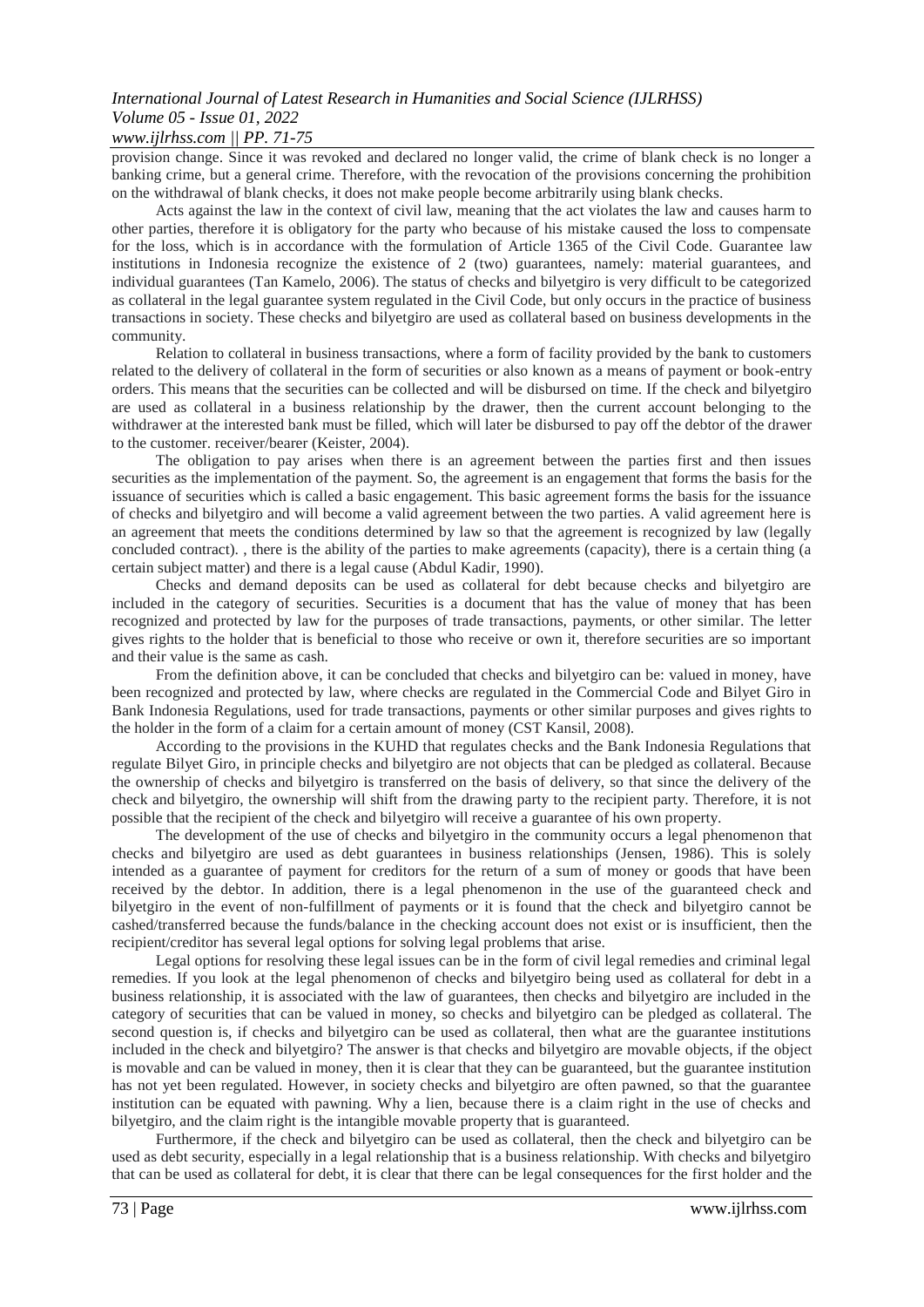provision change. Since it was revoked and declared no longer valid, the crime of blank check is no longer a banking crime, but a general crime. Therefore, with the revocation of the provisions concerning the prohibition on the withdrawal of blank checks, it does not make people become arbitrarily using blank checks.

Acts against the law in the context of civil law, meaning that the act violates the law and causes harm to other parties, therefore it is obligatory for the party who because of his mistake caused the loss to compensate for the loss, which is in accordance with the formulation of Article 1365 of the Civil Code. Guarantee law institutions in Indonesia recognize the existence of 2 (two) guarantees, namely: material guarantees, and individual guarantees (Tan Kamelo, 2006). The status of checks and bilyetgiro is very difficult to be categorized as collateral in the legal guarantee system regulated in the Civil Code, but only occurs in the practice of business transactions in society. These checks and bilyetgiro are used as collateral based on business developments in the community.

Relation to collateral in business transactions, where a form of facility provided by the bank to customers related to the delivery of collateral in the form of securities or also known as a means of payment or book-entry orders. This means that the securities can be collected and will be disbursed on time. If the check and bilyetgiro are used as collateral in a business relationship by the drawer, then the current account belonging to the withdrawer at the interested bank must be filled, which will later be disbursed to pay off the debtor of the drawer to the customer. receiver/bearer (Keister, 2004).

The obligation to pay arises when there is an agreement between the parties first and then issues securities as the implementation of the payment. So, the agreement is an engagement that forms the basis for the issuance of securities which is called a basic engagement. This basic agreement forms the basis for the issuance of checks and bilyetgiro and will become a valid agreement between the two parties. A valid agreement here is an agreement that meets the conditions determined by law so that the agreement is recognized by law (legally concluded contract). , there is the ability of the parties to make agreements (capacity), there is a certain thing (a certain subject matter) and there is a legal cause (Abdul Kadir, 1990).

Checks and demand deposits can be used as collateral for debt because checks and bilyetgiro are included in the category of securities. Securities is a document that has the value of money that has been recognized and protected by law for the purposes of trade transactions, payments, or other similar. The letter gives rights to the holder that is beneficial to those who receive or own it, therefore securities are so important and their value is the same as cash.

From the definition above, it can be concluded that checks and bilyetgiro can be: valued in money, have been recognized and protected by law, where checks are regulated in the Commercial Code and Bilyet Giro in Bank Indonesia Regulations, used for trade transactions, payments or other similar purposes and gives rights to the holder in the form of a claim for a certain amount of money (CST Kansil, 2008).

According to the provisions in the KUHD that regulates checks and the Bank Indonesia Regulations that regulate Bilyet Giro, in principle checks and bilyetgiro are not objects that can be pledged as collateral. Because the ownership of checks and bilyetgiro is transferred on the basis of delivery, so that since the delivery of the check and bilyetgiro, the ownership will shift from the drawing party to the recipient party. Therefore, it is not possible that the recipient of the check and bilyetgiro will receive a guarantee of his own property.

The development of the use of checks and bilyetgiro in the community occurs a legal phenomenon that checks and bilyetgiro are used as debt guarantees in business relationships (Jensen, 1986). This is solely intended as a guarantee of payment for creditors for the return of a sum of money or goods that have been received by the debtor. In addition, there is a legal phenomenon in the use of the guaranteed check and bilyetgiro in the event of non-fulfillment of payments or it is found that the check and bilyetgiro cannot be cashed/transferred because the funds/balance in the checking account does not exist or is insufficient, then the recipient/creditor has several legal options for solving legal problems that arise.

Legal options for resolving these legal issues can be in the form of civil legal remedies and criminal legal remedies. If you look at the legal phenomenon of checks and bilyetgiro being used as collateral for debt in a business relationship, it is associated with the law of guarantees, then checks and bilyetgiro are included in the category of securities that can be valued in money, so checks and bilyetgiro can be pledged as collateral. The second question is, if checks and bilyetgiro can be used as collateral, then what are the guarantee institutions included in the check and bilyetgiro? The answer is that checks and bilyetgiro are movable objects, if the object is movable and can be valued in money, then it is clear that they can be guaranteed, but the guarantee institution has not yet been regulated. However, in society checks and bilyetgiro are often pawned, so that the guarantee institution can be equated with pawning. Why a lien, because there is a claim right in the use of checks and bilyetgiro, and the claim right is the intangible movable property that is guaranteed.

Furthermore, if the check and bilyetgiro can be used as collateral, then the check and bilyetgiro can be used as debt security, especially in a legal relationship that is a business relationship. With checks and bilyetgiro that can be used as collateral for debt, it is clear that there can be legal consequences for the first holder and the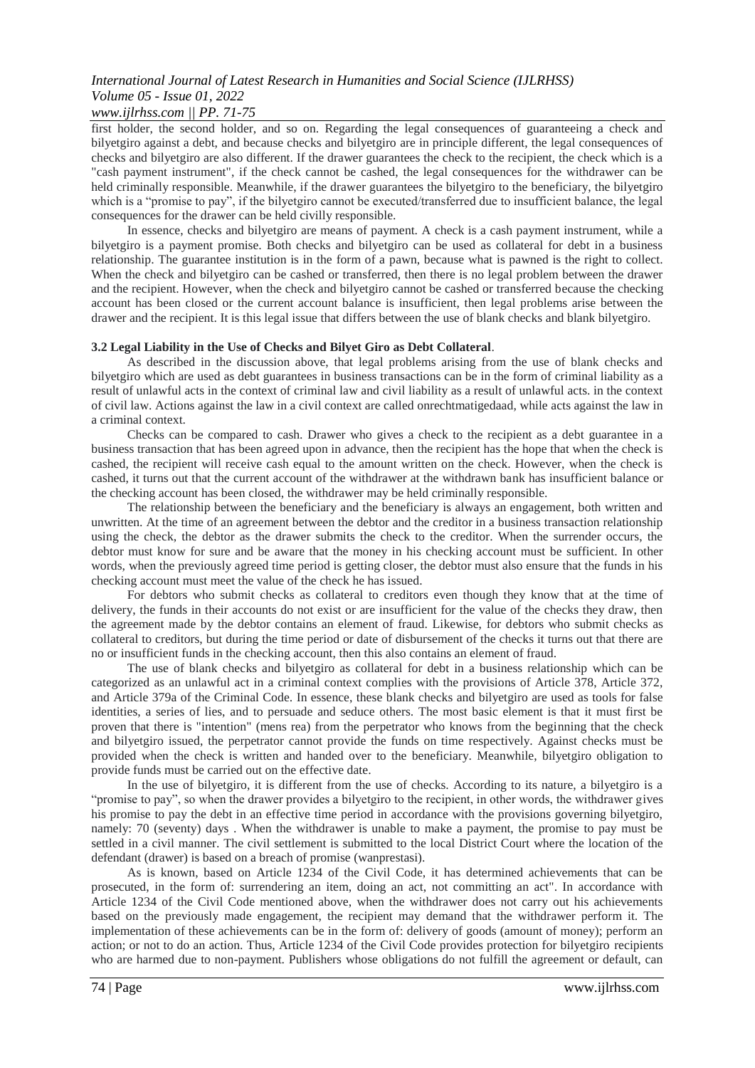first holder, the second holder, and so on. Regarding the legal consequences of guaranteeing a check and bilyetgiro against a debt, and because checks and bilyetgiro are in principle different, the legal consequences of checks and bilyetgiro are also different. If the drawer guarantees the check to the recipient, the check which is a "cash payment instrument", if the check cannot be cashed, the legal consequences for the withdrawer can be held criminally responsible. Meanwhile, if the drawer guarantees the bilyetgiro to the beneficiary, the bilyetgiro which is a "promise to pay", if the bilyetgiro cannot be executed/transferred due to insufficient balance, the legal consequences for the drawer can be held civilly responsible.

In essence, checks and bilyetgiro are means of payment. A check is a cash payment instrument, while a bilyetgiro is a payment promise. Both checks and bilyetgiro can be used as collateral for debt in a business relationship. The guarantee institution is in the form of a pawn, because what is pawned is the right to collect. When the check and bilyetgiro can be cashed or transferred, then there is no legal problem between the drawer and the recipient. However, when the check and bilyetgiro cannot be cashed or transferred because the checking account has been closed or the current account balance is insufficient, then legal problems arise between the drawer and the recipient. It is this legal issue that differs between the use of blank checks and blank bilyetgiro.

### 3.2 Legal Liability in the Use of Checks and Bilyet Giro as Debt Collateral.

As described in the discussion above, that legal problems arising from the use of blank checks and bilyetgiro which are used as debt guarantees in business transactions can be in the form of criminal liability as a result of unlawful acts in the context of criminal law and civil liability as a result of unlawful acts. in the context of civil law. Actions against the law in a civil context are called onrechtmatigedaad, while acts against the law in a criminal context.

Checks can be compared to cash. Drawer who gives a check to the recipient as a debt guarantee in a business transaction that has been agreed upon in advance, then the recipient has the hope that when the check is cashed, the recipient will receive cash equal to the amount written on the check. However, when the check is cashed, it turns out that the current account of the withdrawer at the withdrawn bank has insufficient balance or the checking account has been closed, the withdrawer may be held criminally responsible.

The relationship between the beneficiary and the beneficiary is always an engagement, both written and unwritten. At the time of an agreement between the debtor and the creditor in a business transaction relationship using the check, the debtor as the drawer submits the check to the creditor. When the surrender occurs, the debtor must know for sure and be aware that the money in his checking account must be sufficient. In other words, when the previously agreed time period is getting closer, the debtor must also ensure that the funds in his checking account must meet the value of the check he has issued.

For debtors who submit checks as collateral to creditors even though they know that at the time of delivery, the funds in their accounts do not exist or are insufficient for the value of the checks they draw, then the agreement made by the debtor contains an element of fraud. Likewise, for debtors who submit checks as collateral to creditors, but during the time period or date of disbursement of the checks it turns out that there are no or insufficient funds in the checking account, then this also contains an element of fraud.

The use of blank checks and bilyetgiro as collateral for debt in a business relationship which can be categorized as an unlawful act in a criminal context complies with the provisions of Article 378, Article 372, and Article 379a of the Criminal Code. In essence, these blank checks and bilyetgiro are used as tools for false identities, a series of lies, and to persuade and seduce others. The most basic element is that it must first be proven that there is "intention" (mens rea) from the perpetrator who knows from the beginning that the check and bilyetgiro issued, the perpetrator cannot provide the funds on time respectively. Against checks must be provided when the check is written and handed over to the beneficiary. Meanwhile, bilyetgiro obligation to provide funds must be carried out on the effective date.

In the use of bilyetgiro, it is different from the use of checks. According to its nature, a bilyetgiro is a "promise to pay", so when the drawer provides a bilyetgiro to the recipient, in other words, the withdrawer gives his promise to pay the debt in an effective time period in accordance with the provisions governing bilyetgiro, namely: 70 (seventy) days . When the withdrawer is unable to make a payment, the promise to pay must be settled in a civil manner. The civil settlement is submitted to the local District Court where the location of the defendant (drawer) is based on a breach of promise (wanprestasi).

As is known, based on Article 1234 of the Civil Code, it has determined achievements that can be prosecuted, in the form of: surrendering an item, doing an act, not committing an act". In accordance with Article 1234 of the Civil Code mentioned above, when the withdrawer does not carry out his achievements based on the previously made engagement, the recipient may demand that the withdrawer perform it. The implementation of these achievements can be in the form of: delivery of goods (amount of money); perform an action; or not to do an action. Thus, Article 1234 of the Civil Code provides protection for bilyetgiro recipients who are harmed due to non-payment. Publishers whose obligations do not fulfill the agreement or default, can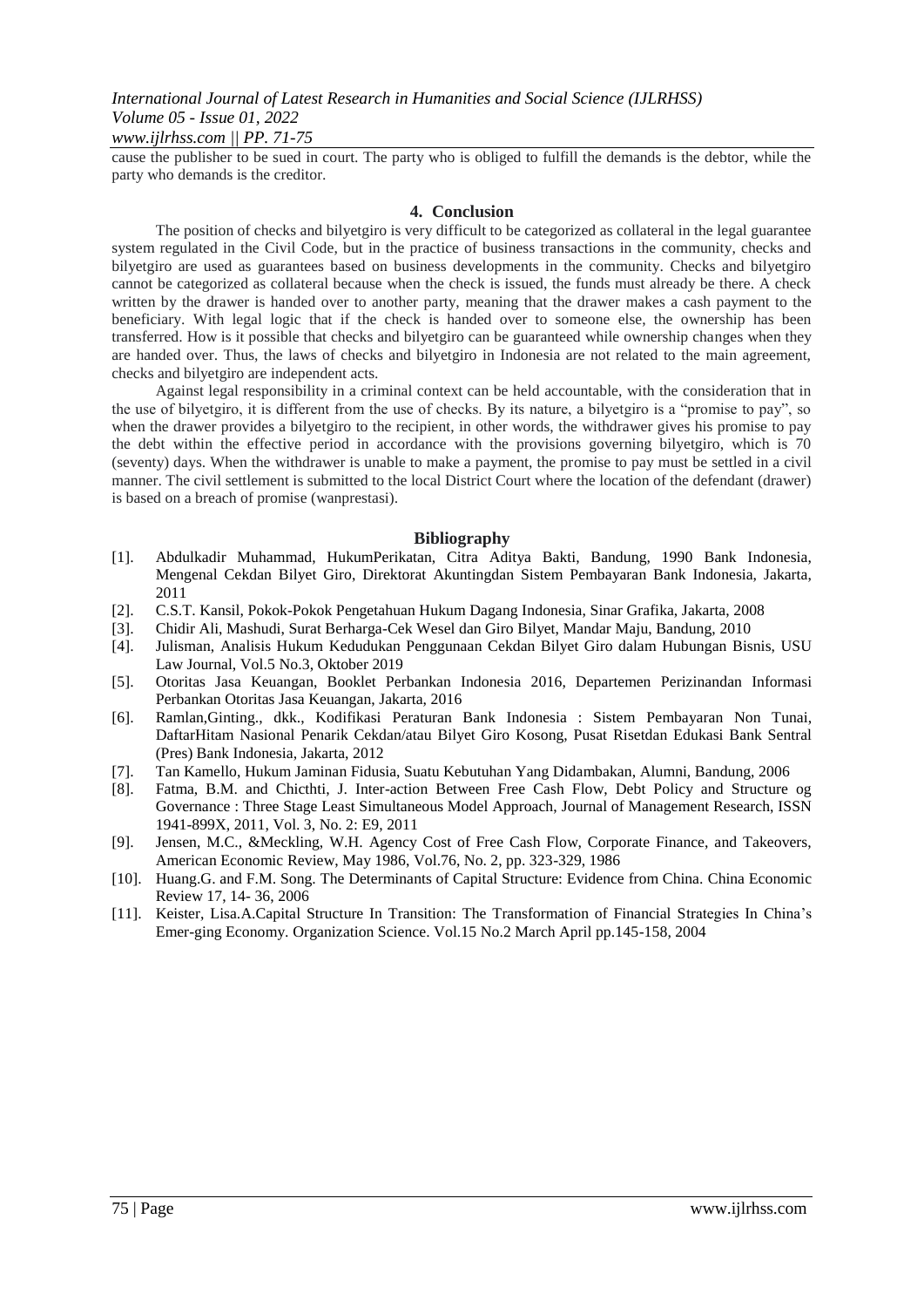cause the publisher to be sued in court. The party who is obliged to fulfill the demands is the debtor, while the party who demands is the creditor.

## 4. Conclusion

The position of checks and bilyetgiro is very difficult to be categorized as collateral in the legal guarantee system regulated in the Civil Code, but in the practice of business transactions in the community, checks and bilyetgiro are used as guarantees based on business developments in the community. Checks and bilyetgiro cannot be categorized as collateral because when the check is issued, the funds must already be there. A check written by the drawer is handed over to another party, meaning that the drawer makes a cash payment to the beneficiary. With legal logic that if the check is handed over to someone else, the ownership has been transferred. How is it possible that checks and bilyetgiro can be guaranteed while ownership changes when they are handed over. Thus, the laws of checks and bilyetgiro in Indonesia are not related to the main agreement, checks and bilyetgiro are independent acts.

Against legal responsibility in a criminal context can be held accountable, with the consideration that in the use of bilyetgiro, it is different from the use of checks. By its nature, a bilyetgiro is a "promise to pay", so when the drawer provides a bilyetgiro to the recipient, in other words, the withdrawer gives his promise to pay the debt within the effective period in accordance with the provisions governing bilyetgiro, which is 70 (seventy) days. When the withdrawer is unable to make a payment, the promise to pay must be settled in a civil manner. The civil settlement is submitted to the local District Court where the location of the defendant (drawer) is based on a breach of promise (wanprestasi).

## Bibliography

[1]. Abdulkadir Muhammad, HukumPerikatan, Citra Aditya Bakti, Bandung, 1990 Bank Indonesia, Mengenal Cekdan Bilyet Giro, Direktorat Akuntingdan Sistem Pembayaran Bank Indonesia, Jakarta, 2011

[2]. C.S.T. Kansil, Pokok-Pokok Pengetahuan Hukum Dagang Indonesia, Sinar Grafika, Jakarta, 2008

[3]. Chidir Ali, Mashudi, Surat Berharga-Cek Wesel dan Giro Bilyet, Mandar Maju, Bandung, 2010

[4]. Julisman, Analisis Hukum Kedudukan Penggunaan Cekdan Bilyet Giro dalam Hubungan Bisnis, USU Law Journal, Vol.5 No.3, Oktober 2019

[5]. Otoritas Jasa Keuangan, Booklet Perbankan Indonesia 2016, Departemen Perizinandan Informasi Perbankan Otoritas Jasa Keuangan, Jakarta, 2016

[6]. Ramlan,Ginting., dkk., Kodifikasi Peraturan Bank Indonesia : Sistem Pembayaran Non Tunai, DaftarHitam Nasional Penarik Cekdan/atau Bilyet Giro Kosong, Pusat Risetdan Edukasi Bank Sentral (Pres) Bank Indonesia, Jakarta, 2012

[7]. Tan Kamello, Hukum Jaminan Fidusia, Suatu Kebutuhan Yang Didambakan, Alumni, Bandung, 2006

[8]. Fatma, B.M. and Chicthti, J. Inter-action Between Free Cash Flow, Debt Policy and Structure og Governance : Three Stage Least Simultaneous Model Approach, Journal of Management Research, ISSN 1941-899X, 2011, Vol. 3, No. 2: E9, 2011

[9]. Jensen, M.C., &Meckling, W.H. Agency Cost of Free Cash Flow, Corporate Finance, and Takeovers, American Economic Review, May 1986, Vol.76, No. 2, pp. 323-329, 1986

[10]. Huang.G. and F.M. Song. The Determinants of Capital Structure: Evidence from China. China Economic Review 17, 14- 36, 2006

[11]. Keister, Lisa.A.Capital Structure In Transition: The Transformation of Financial Strategies In China's Emer-ging Economy. Organization Science. Vol.15 No.2 March April pp.145-158, 2004